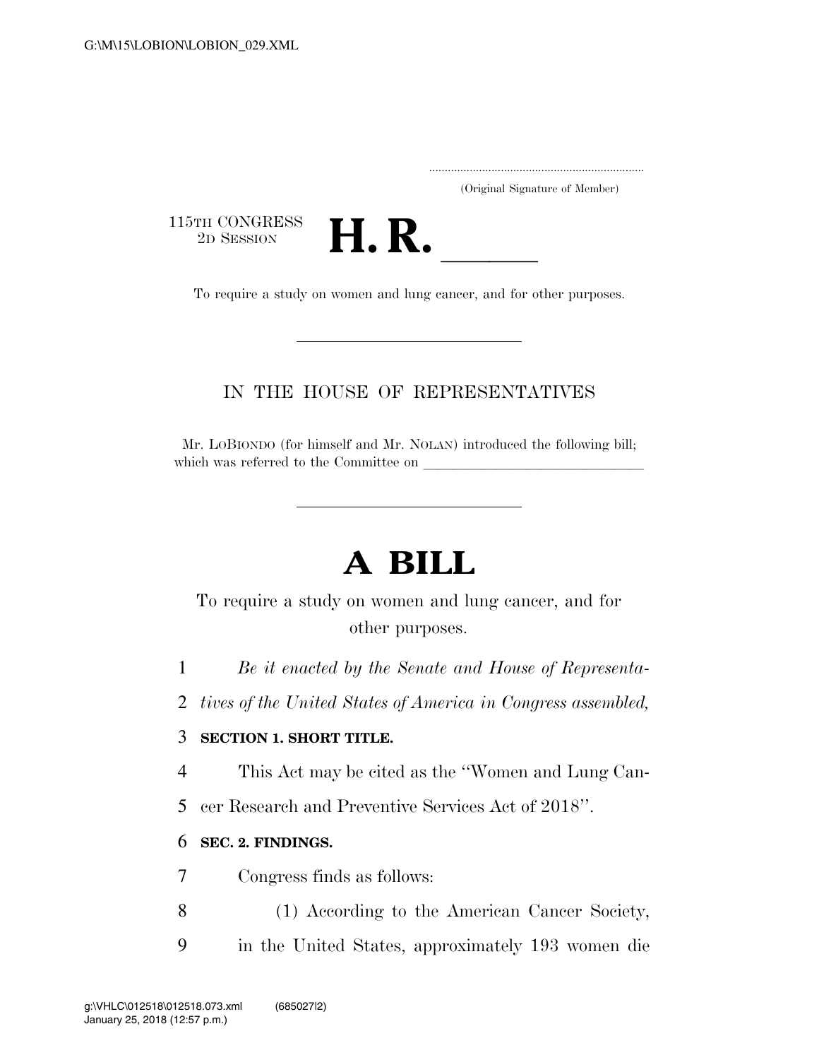(Original Signature of Member)

115TH CONGRESS
2D SESSION

# H. R. \_\_\_\_\_

To require a study on women and lung cancer, and for other purposes.

---

IN THE HOUSE OF REPRESENTATIVES

Mr. LoBiondo (for himself and Mr. Nolan) introduced the following bill; which was referred to the Committee on \_\_\_\_\_\_\_\_\_\_\_\_\_\_\_\_\_\_\_\_\_\_\_\_\_\_\_\_\_\_

---

# A BILL

To require a study on women and lung cancer, and for other purposes.

*Be it enacted by the Senate and House of Representatives of the United States of America in Congress assembled,*

**SECTION 1. SHORT TITLE.**

This Act may be cited as the ''Women and Lung Cancer Research and Preventive Services Act of 2018''.

**SEC. 2. FINDINGS.**

Congress finds as follows:

(1) According to the American Cancer Society, in the United States, approximately 193 women die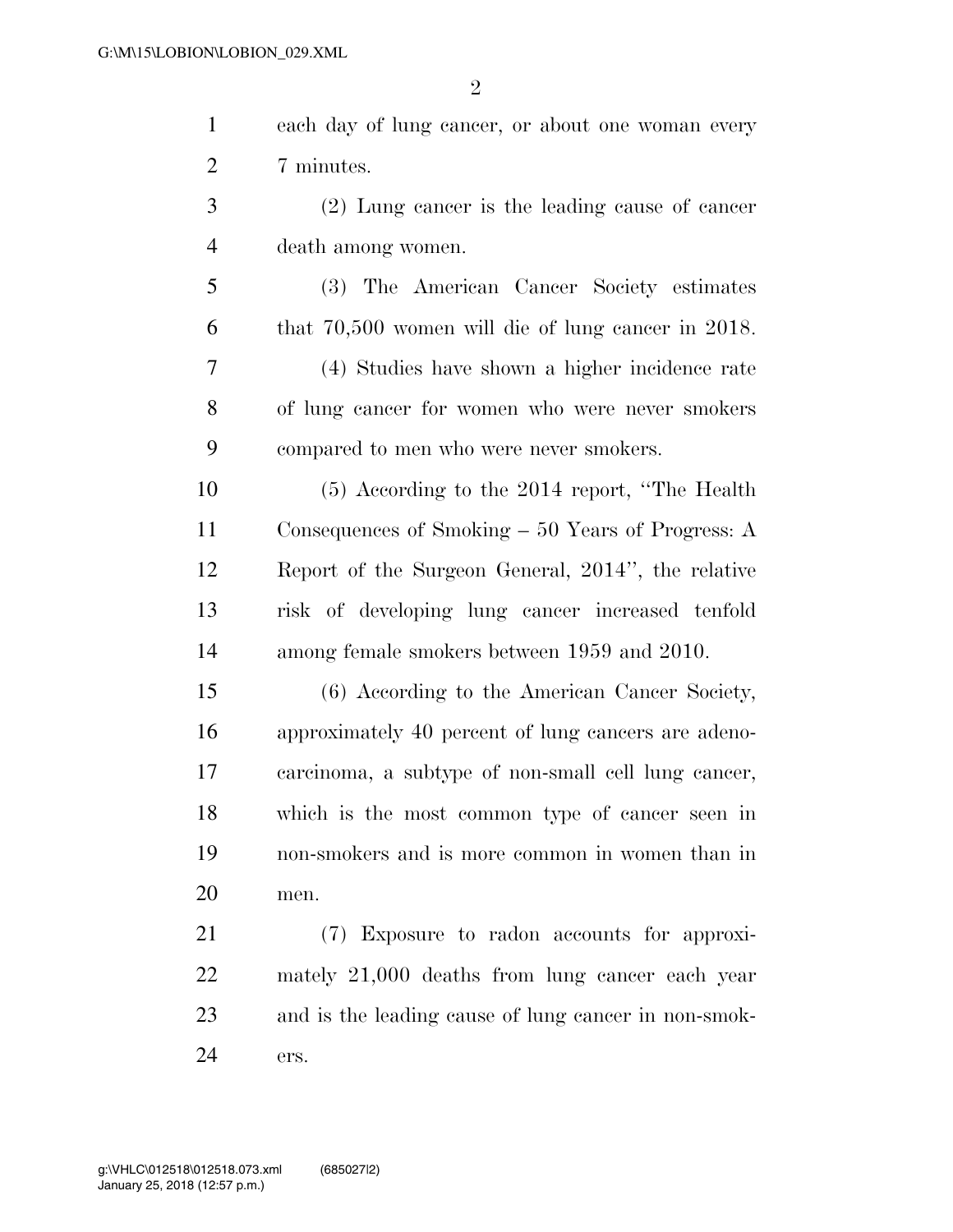each day of lung cancer, or about one woman every 7 minutes.

(2) Lung cancer is the leading cause of cancer death among women.

(3) The American Cancer Society estimates that 70,500 women will die of lung cancer in 2018.

(4) Studies have shown a higher incidence rate of lung cancer for women who were never smokers compared to men who were never smokers.

(5) According to the 2014 report, ''The Health Consequences of Smoking – 50 Years of Progress: A Report of the Surgeon General, 2014'', the relative risk of developing lung cancer increased tenfold among female smokers between 1959 and 2010.

(6) According to the American Cancer Society, approximately 40 percent of lung cancers are adenocarcinoma, a subtype of non-small cell lung cancer, which is the most common type of cancer seen in non-smokers and is more common in women than in men.

(7) Exposure to radon accounts for approximately 21,000 deaths from lung cancer each year and is the leading cause of lung cancer in non-smokers.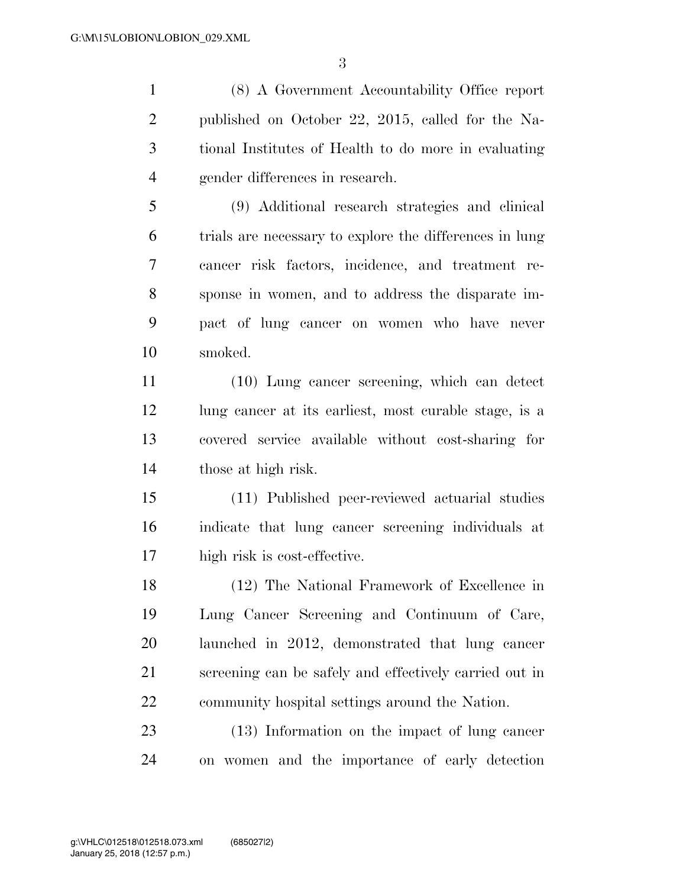(8) A Government Accountability Office report published on October 22, 2015, called for the National Institutes of Health to do more in evaluating gender differences in research.

(9) Additional research strategies and clinical trials are necessary to explore the differences in lung cancer risk factors, incidence, and treatment response in women, and to address the disparate impact of lung cancer on women who have never smoked.

(10) Lung cancer screening, which can detect lung cancer at its earliest, most curable stage, is a covered service available without cost-sharing for those at high risk.

(11) Published peer-reviewed actuarial studies indicate that lung cancer screening individuals at high risk is cost-effective.

(12) The National Framework of Excellence in Lung Cancer Screening and Continuum of Care, launched in 2012, demonstrated that lung cancer screening can be safely and effectively carried out in community hospital settings around the Nation.

(13) Information on the impact of lung cancer on women and the importance of early detection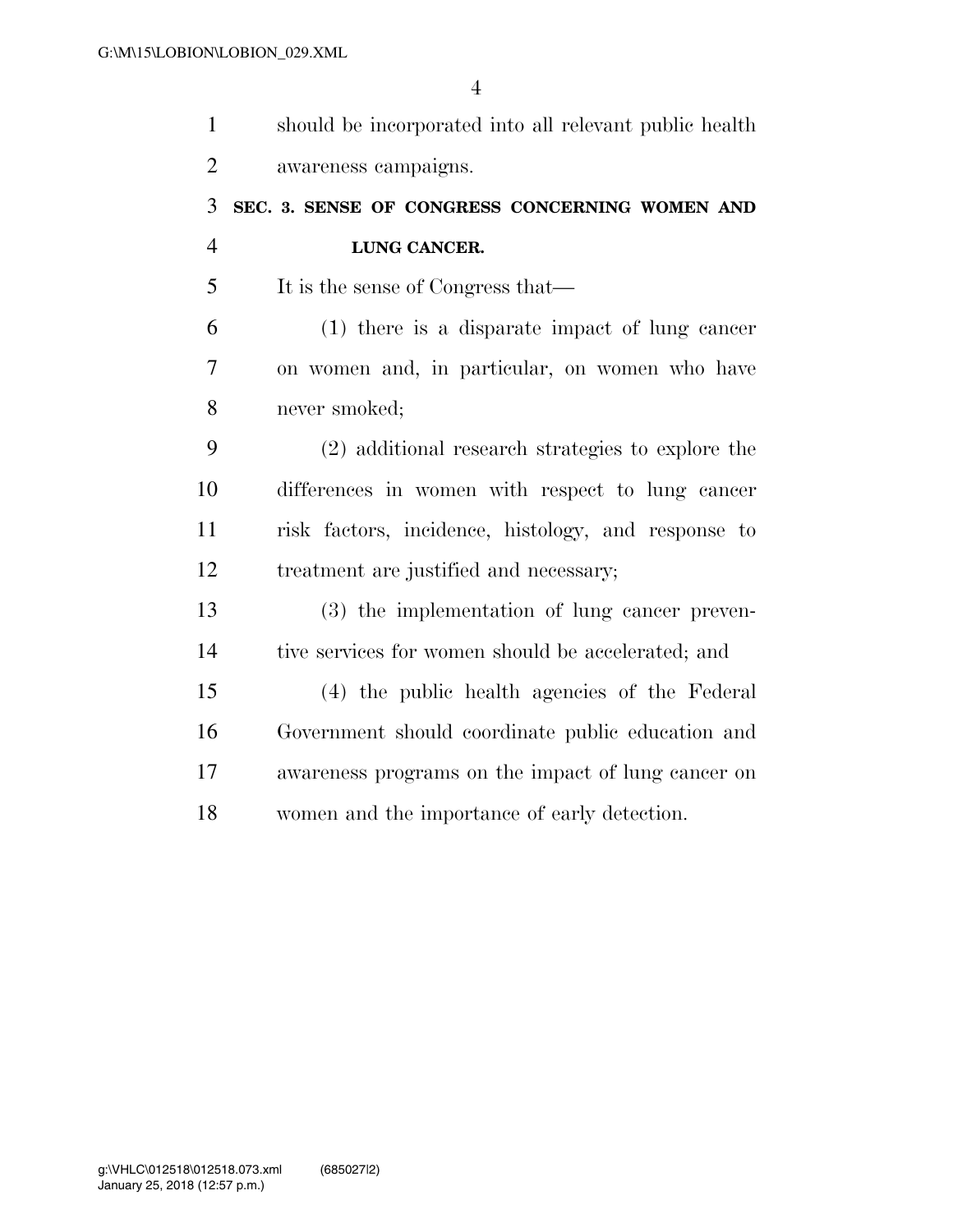should be incorporated into all relevant public health awareness campaigns.

**SEC. 3. SENSE OF CONGRESS CONCERNING WOMEN AND LUNG CANCER.**

It is the sense of Congress that—

(1) there is a disparate impact of lung cancer on women and, in particular, on women who have never smoked;

(2) additional research strategies to explore the differences in women with respect to lung cancer risk factors, incidence, histology, and response to treatment are justified and necessary;

(3) the implementation of lung cancer preventive services for women should be accelerated; and

(4) the public health agencies of the Federal Government should coordinate public education and awareness programs on the impact of lung cancer on women and the importance of early detection.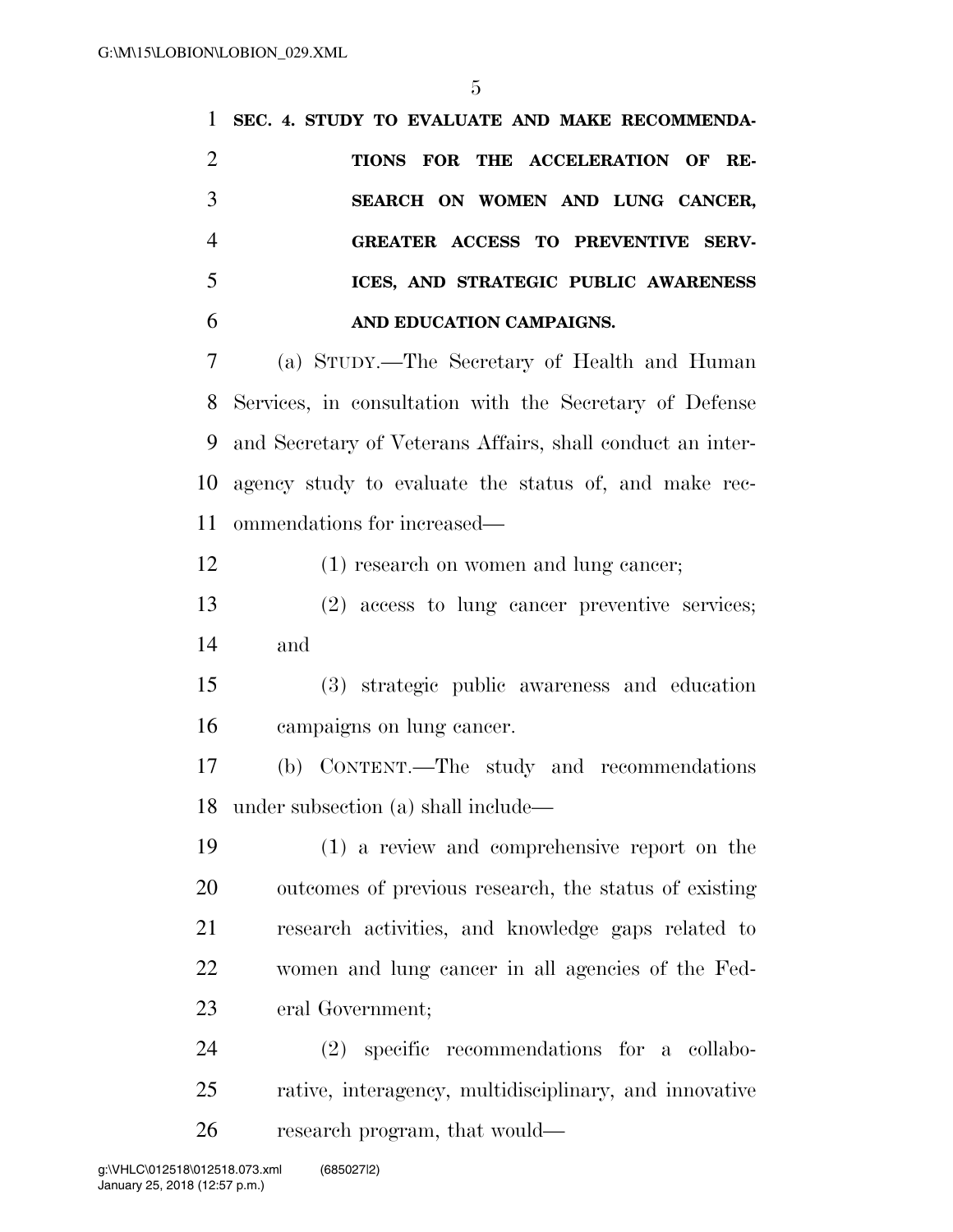**SEC. 4. STUDY TO EVALUATE AND MAKE RECOMMENDATIONS FOR THE ACCELERATION OF RESEARCH ON WOMEN AND LUNG CANCER, GREATER ACCESS TO PREVENTIVE SERVICES, AND STRATEGIC PUBLIC AWARENESS AND EDUCATION CAMPAIGNS.**

(a) STUDY.—The Secretary of Health and Human Services, in consultation with the Secretary of Defense and Secretary of Veterans Affairs, shall conduct an interagency study to evaluate the status of, and make recommendations for increased—

(1) research on women and lung cancer;

(2) access to lung cancer preventive services; and

(3) strategic public awareness and education campaigns on lung cancer.

(b) CONTENT.—The study and recommendations under subsection (a) shall include—

(1) a review and comprehensive report on the outcomes of previous research, the status of existing research activities, and knowledge gaps related to women and lung cancer in all agencies of the Federal Government;

(2) specific recommendations for a collaborative, interagency, multidisciplinary, and innovative research program, that would—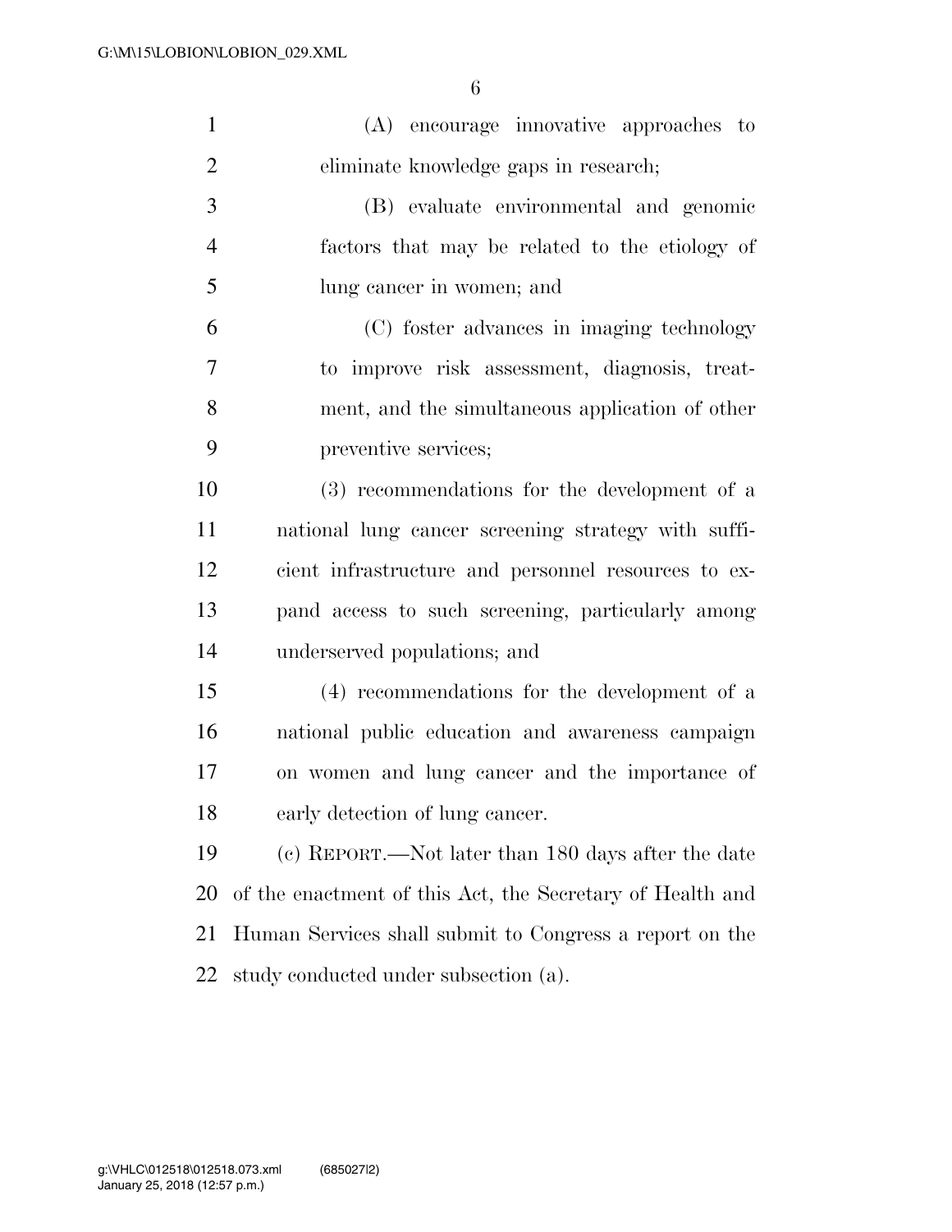(A) encourage innovative approaches to eliminate knowledge gaps in research;

(B) evaluate environmental and genomic factors that may be related to the etiology of lung cancer in women; and

(C) foster advances in imaging technology to improve risk assessment, diagnosis, treatment, and the simultaneous application of other preventive services;

(3) recommendations for the development of a national lung cancer screening strategy with sufficient infrastructure and personnel resources to expand access to such screening, particularly among underserved populations; and

(4) recommendations for the development of a national public education and awareness campaign on women and lung cancer and the importance of early detection of lung cancer.

(c) REPORT.—Not later than 180 days after the date of the enactment of this Act, the Secretary of Health and Human Services shall submit to Congress a report on the study conducted under subsection (a).